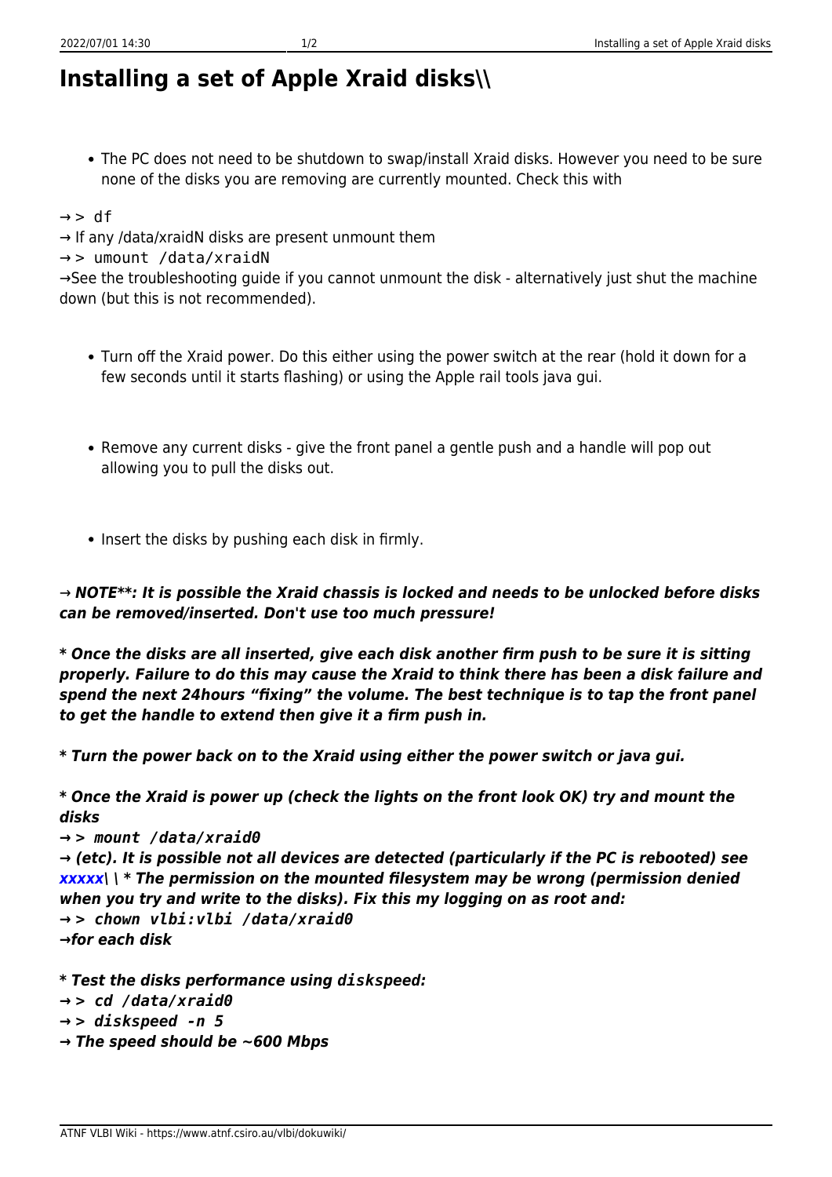# Installing a set of Apple Xraid disks\\

- The PC does not need to be shutdown to swap/install Xraid disks. However you need to be sure none of the disks you are removing are currently mounted. Check this with

→ `> df`

→ If any /data/xraidN disks are present unmount them

→ `> umount /data/xraidN`

→See the troubleshooting guide if you cannot unmount the disk - alternatively just shut the machine down (but this is not recommended).

- Turn off the Xraid power. Do this either using the power switch at the rear (hold it down for a few seconds until it starts flashing) or using the Apple rail tools java gui.

- Remove any current disks - give the front panel a gentle push and a handle will pop out allowing you to pull the disks out.

- Insert the disks by pushing each disk in firmly.

***→ NOTE**: It is possible the Xraid chassis is locked and needs to be unlocked before disks can be removed/inserted. Don't use too much pressure!***

***\* Once the disks are all inserted, give each disk another firm push to be sure it is sitting properly. Failure to do this may cause the Xraid to think there has been a disk failure and spend the next 24hours "fixing" the volume. The best technique is to tap the front panel to get the handle to extend then give it a firm push in.***

***\* Turn the power back on to the Xraid using either the power switch or java gui.***

***\* Once the Xraid is power up (check the lights on the front look OK) try and mount the disks***

***→ `> mount /data/xraid0`***

***→ (etc). It is possible not all devices are detected (particularly if the PC is rebooted) see xxxxx\ \ \* The permission on the mounted filesystem may be wrong (permission denied when you try and write to the disks). Fix this my logging on as root and:***

***→ `> chown vlbi:vlbi /data/xraid0`***

***→for each disk***

***\* Test the disks performance using `diskspeed`:***

***→ `> cd /data/xraid0`***

***→ `> diskspeed -n 5`***

***→ The speed should be ~600 Mbps***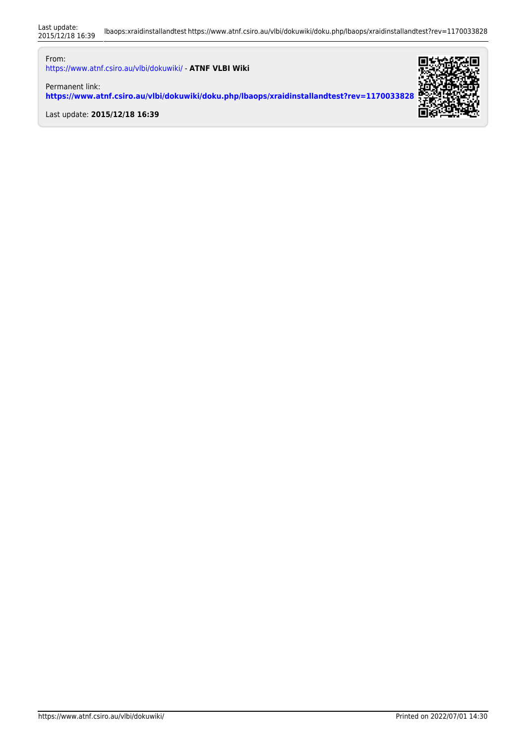From:
https://www.atnf.csiro.au/vlbi/dokuwiki/ - **ATNF VLBI Wiki**

Permanent link:
**https://www.atnf.csiro.au/vlbi/dokuwiki/doku.php/lbaops/xraidinstallandtest?rev=1170033828**

Last update: **2015/12/18 16:39**